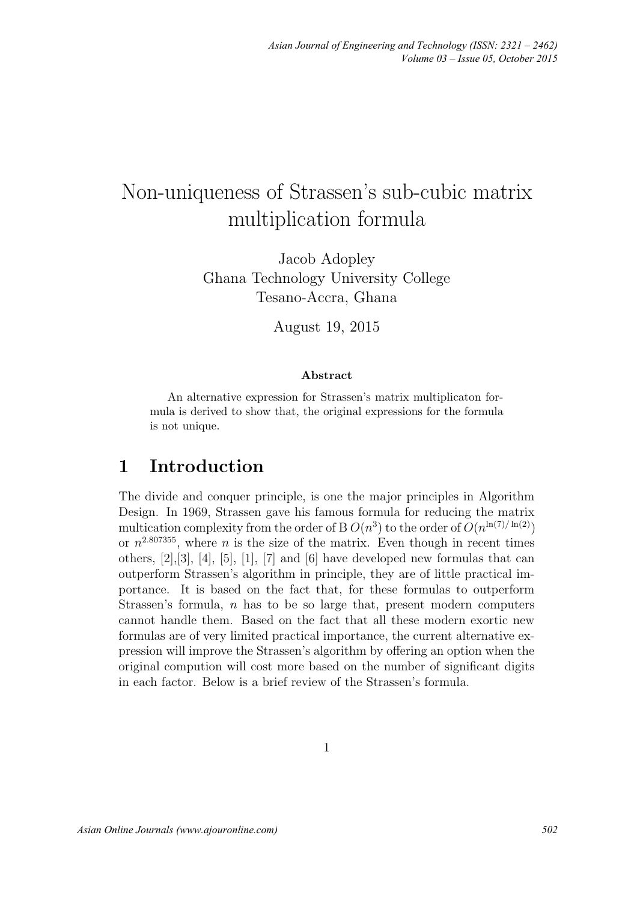# Non-uniqueness of Strassen's sub-cubic matrix multiplication formula

Jacob Adopley
Ghana Technology University College
Tesano-Accra, Ghana

August 19, 2015

### Abstract

An alternative expression for Strassen's matrix multiplicaton formula is derived to show that, the original expressions for the formula is not unique.

## 1 Introduction

The divide and conquer principle, is one the major principles in Algorithm Design. In 1969, Strassen gave his famous formula for reducing the matrix multication complexity from the order of B $O(n^3)$ to the order of $O(n^{\ln(7)/\ln(2)})$ or $n^{2.807355}$, where $n$ is the size of the matrix. Even though in recent times others, [2],[3], [4], [5], [1], [7] and [6] have developed new formulas that can outperform Strassen's algorithm in principle, they are of little practical importance. It is based on the fact that, for these formulas to outperform Strassen's formula, $n$ has to be so large that, present modern computers cannot handle them. Based on the fact that all these modern exortic new formulas are of very limited practical importance, the current alternative expression will improve the Strassen's algorithm by offering an option when the original compution will cost more based on the number of significant digits in each factor. Below is a brief review of the Strassen's formula.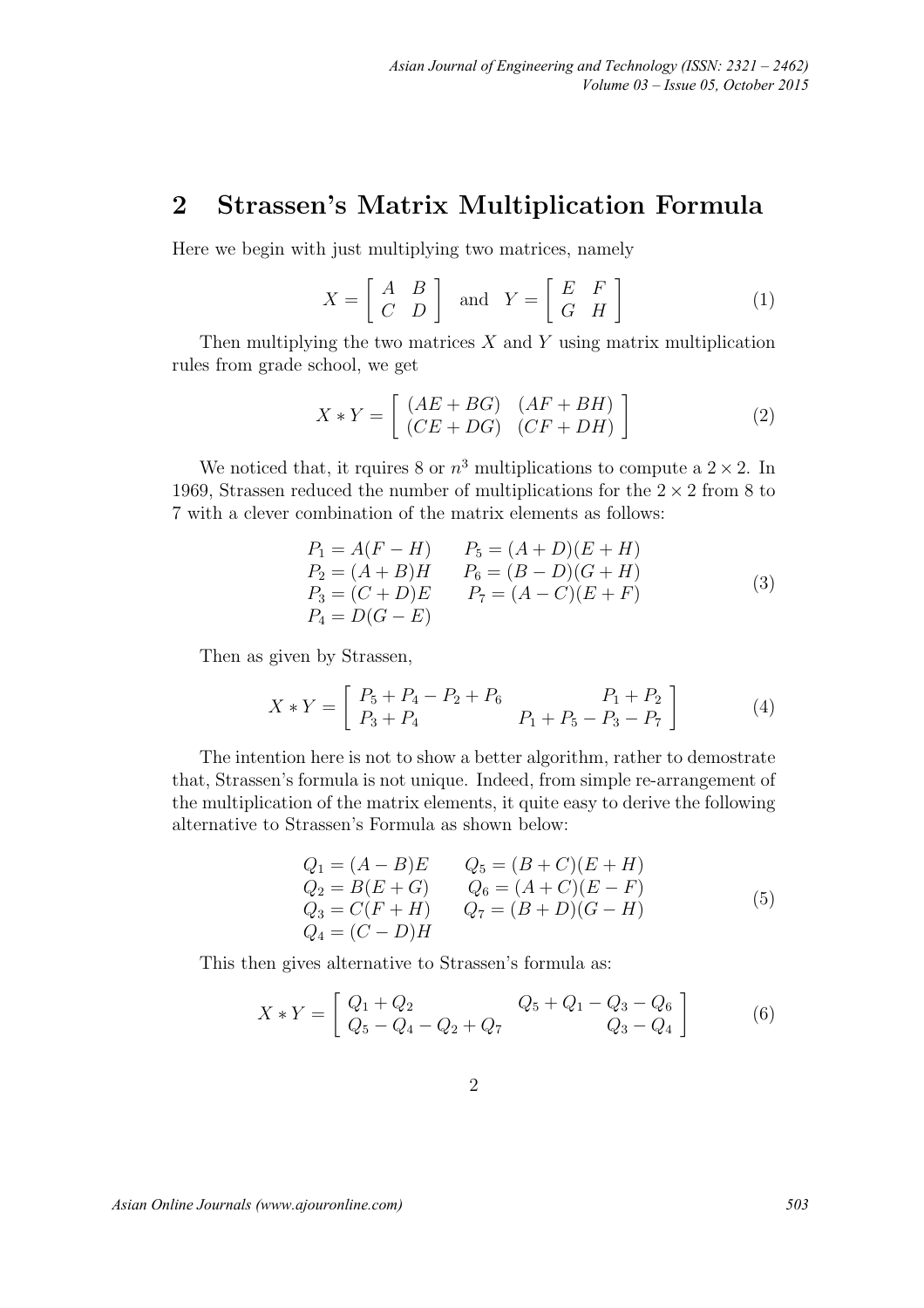## 2 Strassen's Matrix Multiplication Formula

Here we begin with just multiplying two matrices, namely

$$X = \begin{bmatrix} A & B \\ C & D \end{bmatrix} \quad \text{and} \quad Y = \begin{bmatrix} E & F \\ G & H \end{bmatrix} \tag{1}$$

Then multiplying the two matrices $X$ and $Y$ using matrix multiplication rules from grade school, we get

$$X * Y = \begin{bmatrix} (AE + BG) & (AF + BH) \\ (CE + DG) & (CF + DH) \end{bmatrix} \tag{2}$$

We noticed that, it rquires 8 or $n^3$ multiplications to compute a $2 \times 2$. In 1969, Strassen reduced the number of multiplications for the $2 \times 2$ from 8 to 7 with a clever combination of the matrix elements as follows:

$$\begin{array}{ll} P_1 = A(F - H) & P_5 = (A + D)(E + H) \\ P_2 = (A + B)H & P_6 = (B - D)(G + H) \\ P_3 = (C + D)E & P_7 = (A - C)(E + F) \\ P_4 = D(G - E) & \end{array} \tag{3}$$

Then as given by Strassen,

$$X * Y = \begin{bmatrix} P_5 + P_4 - P_2 + P_6 & P_1 + P_2 \\ P_3 + P_4 & P_1 + P_5 - P_3 - P_7 \end{bmatrix} \tag{4}$$

The intention here is not to show a better algorithm, rather to demostrate that, Strassen's formula is not unique. Indeed, from simple re-arrangement of the multiplication of the matrix elements, it quite easy to derive the following alternative to Strassen's Formula as shown below:

$$\begin{array}{ll} Q_1 = (A - B)E & Q_5 = (B + C)(E + H) \\ Q_2 = B(E + G) & Q_6 = (A + C)(E - F) \\ Q_3 = C(F + H) & Q_7 = (B + D)(G - H) \\ Q_4 = (C - D)H & \end{array} \tag{5}$$

This then gives alternative to Strassen's formula as:

$$X * Y = \begin{bmatrix} Q_1 + Q_2 & Q_5 + Q_1 - Q_3 - Q_6 \\ Q_5 - Q_4 - Q_2 + Q_7 & Q_3 - Q_4 \end{bmatrix} \tag{6}$$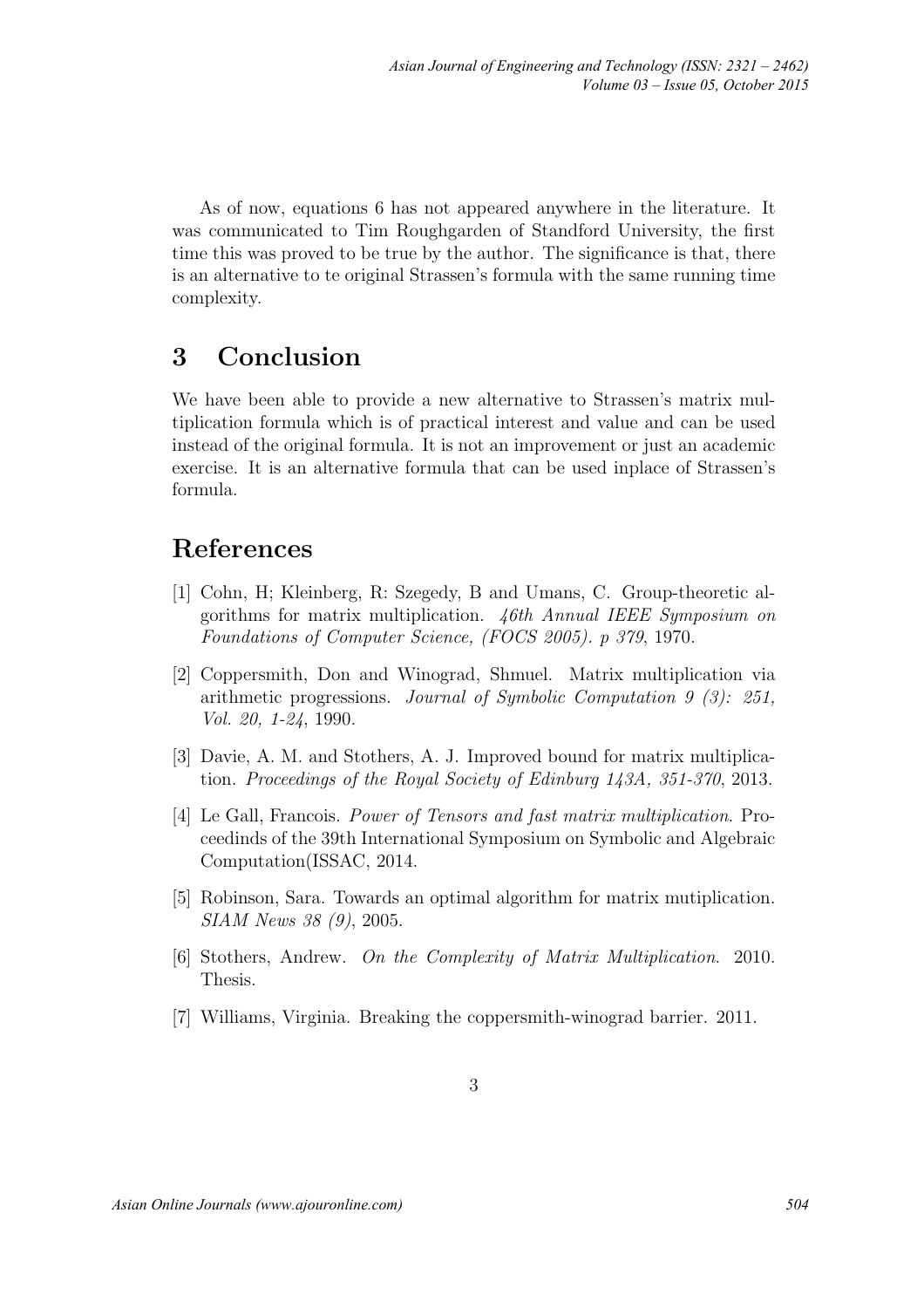As of now, equations 6 has not appeared anywhere in the literature. It was communicated to Tim Roughgarden of Standford University, the first time this was proved to be true by the author. The significance is that, there is an alternative to te original Strassen's formula with the same running time complexity.

## 3 Conclusion

We have been able to provide a new alternative to Strassen's matrix multiplication formula which is of practical interest and value and can be used instead of the original formula. It is not an improvement or just an academic exercise. It is an alternative formula that can be used inplace of Strassen's formula.

## References

[1] Cohn, H; Kleinberg, R: Szegedy, B and Umans, C. Group-theoretic algorithms for matrix multiplication. *46th Annual IEEE Symposium on Foundations of Computer Science, (FOCS 2005). p 379*, 1970.

[2] Coppersmith, Don and Winograd, Shmuel. Matrix multiplication via arithmetic progressions. *Journal of Symbolic Computation 9 (3): 251, Vol. 20, 1-24*, 1990.

[3] Davie, A. M. and Stothers, A. J. Improved bound for matrix multiplication. *Proceedings of the Royal Society of Edinburg 143A, 351-370*, 2013.

[4] Le Gall, Francois. *Power of Tensors and fast matrix multiplication*. Proceedinds of the 39th International Symposium on Symbolic and Algebraic Computation(ISSAC, 2014.

[5] Robinson, Sara. Towards an optimal algorithm for matrix mutiplication. *SIAM News 38 (9)*, 2005.

[6] Stothers, Andrew. *On the Complexity of Matrix Multiplication*. 2010. Thesis.

[7] Williams, Virginia. Breaking the coppersmith-winograd barrier. 2011.